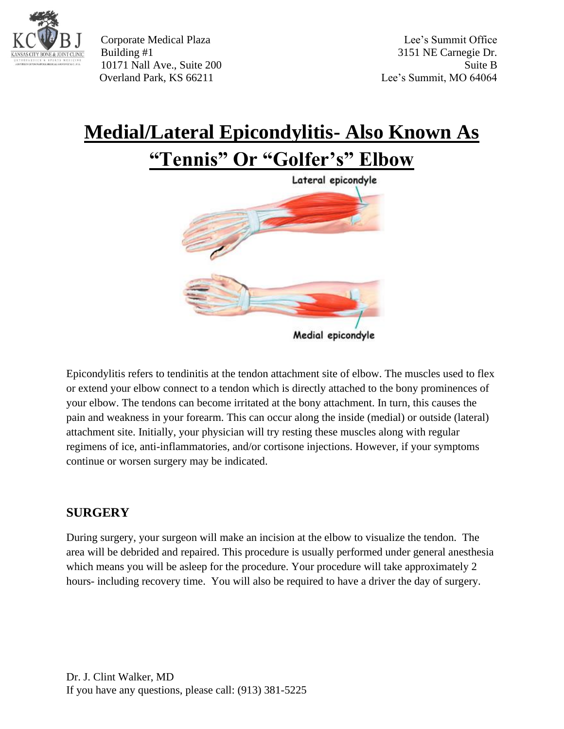Corporate Medical Plaza
Building #1
10171 Nall Ave., Suite 200
Overland Park, KS 66211

Lee's Summit Office
3151 NE Carnegie Dr.
Suite B
Lee's Summit, MO 64064

# Medial/Lateral Epicondylitis- Also Known As "Tennis" Or "Golfer's" Elbow

Lateral epicondyle

Medial epicondyle

Epicondylitis refers to tendinitis at the tendon attachment site of elbow. The muscles used to flex or extend your elbow connect to a tendon which is directly attached to the bony prominences of your elbow. The tendons can become irritated at the bony attachment. In turn, this causes the pain and weakness in your forearm. This can occur along the inside (medial) or outside (lateral) attachment site. Initially, your physician will try resting these muscles along with regular regimens of ice, anti-inflammatories, and/or cortisone injections. However, if your symptoms continue or worsen surgery may be indicated.

## SURGERY

During surgery, your surgeon will make an incision at the elbow to visualize the tendon. The area will be debrided and repaired. This procedure is usually performed under general anesthesia which means you will be asleep for the procedure. Your procedure will take approximately 2 hours- including recovery time. You will also be required to have a driver the day of surgery.

Dr. J. Clint Walker, MD
If you have any questions, please call: (913) 381-5225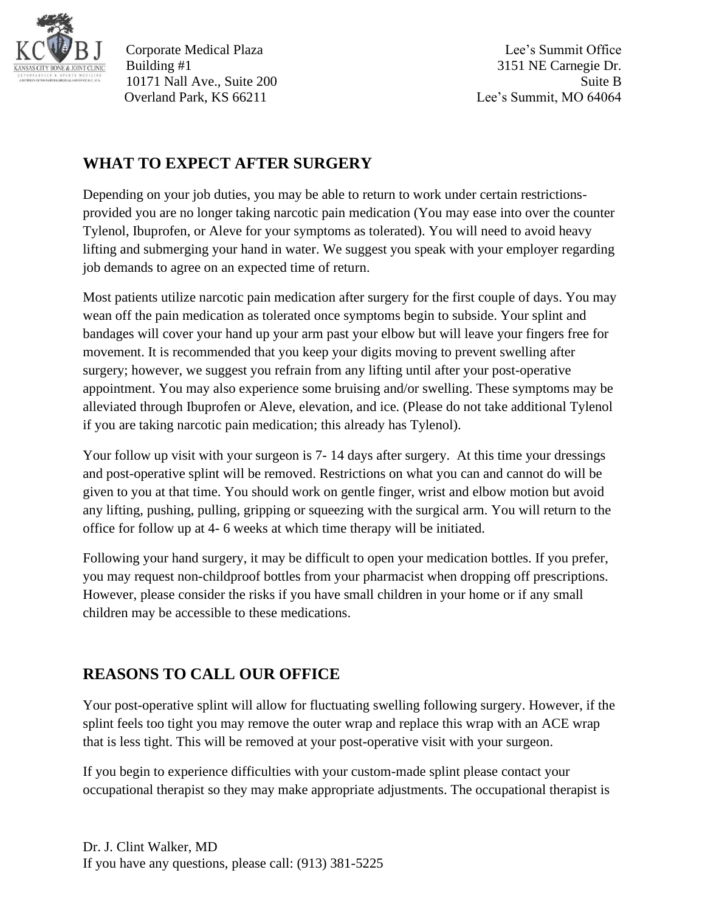## WHAT TO EXPECT AFTER SURGERY

Depending on your job duties, you may be able to return to work under certain restrictions- provided you are no longer taking narcotic pain medication (You may ease into over the counter Tylenol, Ibuprofen, or Aleve for your symptoms as tolerated). You will need to avoid heavy lifting and submerging your hand in water. We suggest you speak with your employer regarding job demands to agree on an expected time of return.

Most patients utilize narcotic pain medication after surgery for the first couple of days. You may wean off the pain medication as tolerated once symptoms begin to subside. Your splint and bandages will cover your hand up your arm past your elbow but will leave your fingers free for movement. It is recommended that you keep your digits moving to prevent swelling after surgery; however, we suggest you refrain from any lifting until after your post-operative appointment. You may also experience some bruising and/or swelling. These symptoms may be alleviated through Ibuprofen or Aleve, elevation, and ice. (Please do not take additional Tylenol if you are taking narcotic pain medication; this already has Tylenol).

Your follow up visit with your surgeon is 7- 14 days after surgery. At this time your dressings and post-operative splint will be removed. Restrictions on what you can and cannot do will be given to you at that time. You should work on gentle finger, wrist and elbow motion but avoid any lifting, pushing, pulling, gripping or squeezing with the surgical arm. You will return to the office for follow up at 4- 6 weeks at which time therapy will be initiated.

Following your hand surgery, it may be difficult to open your medication bottles. If you prefer, you may request non-childproof bottles from your pharmacist when dropping off prescriptions. However, please consider the risks if you have small children in your home or if any small children may be accessible to these medications.

## REASONS TO CALL OUR OFFICE

Your post-operative splint will allow for fluctuating swelling following surgery. However, if the splint feels too tight you may remove the outer wrap and replace this wrap with an ACE wrap that is less tight. This will be removed at your post-operative visit with your surgeon.

If you begin to experience difficulties with your custom-made splint please contact your occupational therapist so they may make appropriate adjustments. The occupational therapist is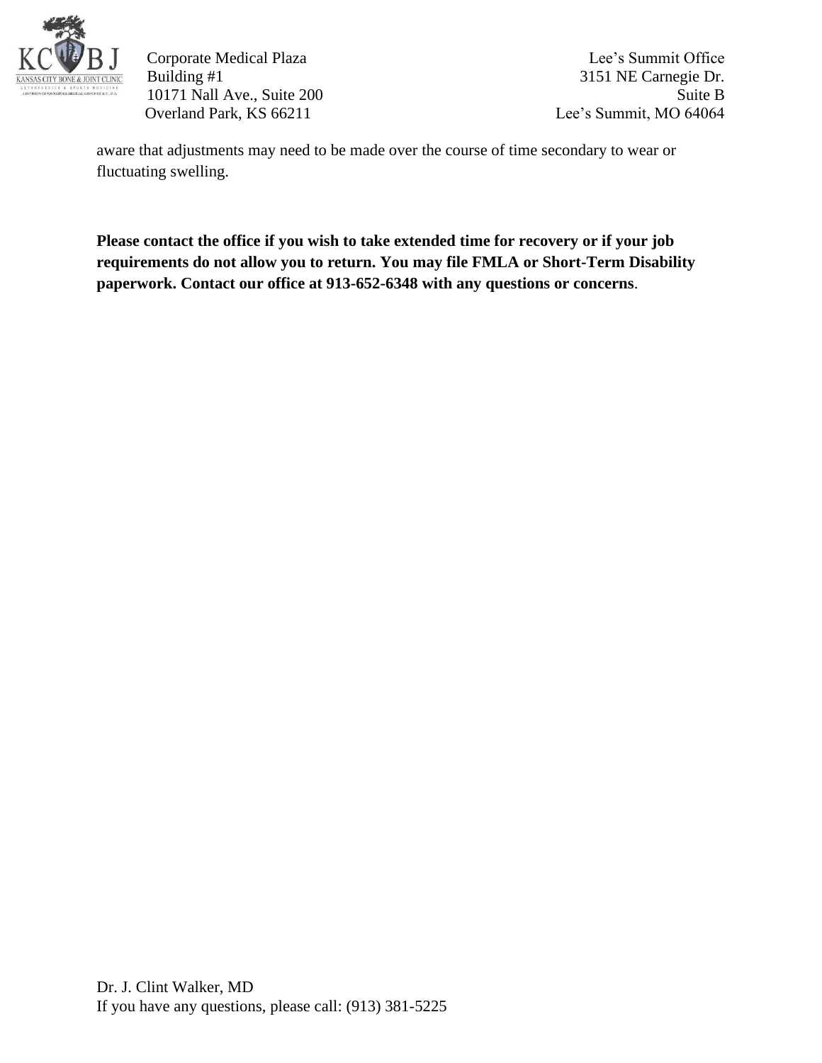aware that adjustments may need to be made over the course of time secondary to wear or fluctuating swelling.

**Please contact the office if you wish to take extended time for recovery or if your job requirements do not allow you to return. You may file FMLA or Short-Term Disability paperwork. Contact our office at 913-652-6348 with any questions or concerns**.

Dr. J. Clint Walker, MD
If you have any questions, please call: (913) 381-5225